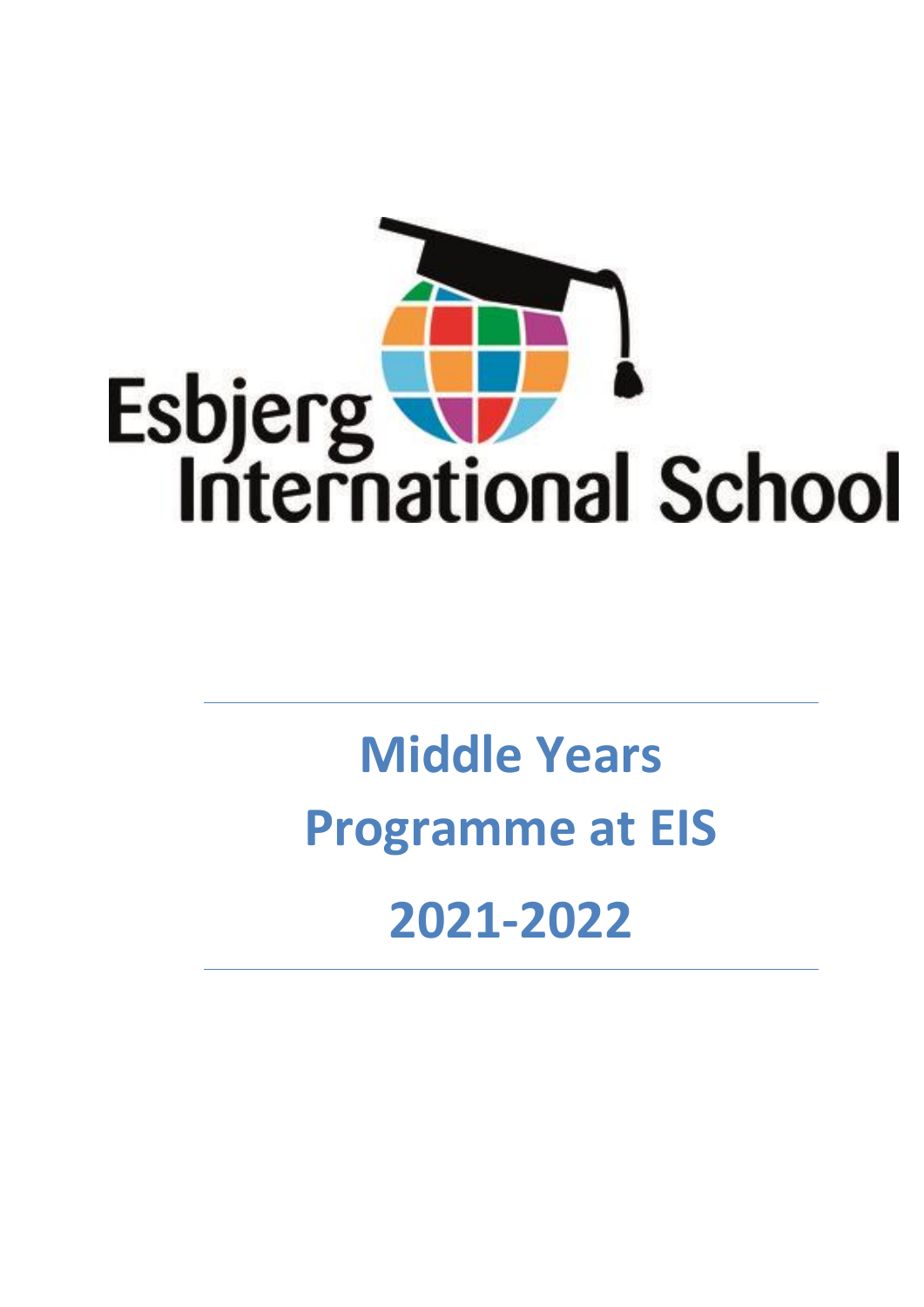Esbjerg International School

# Middle Years Programme at EIS 2021-2022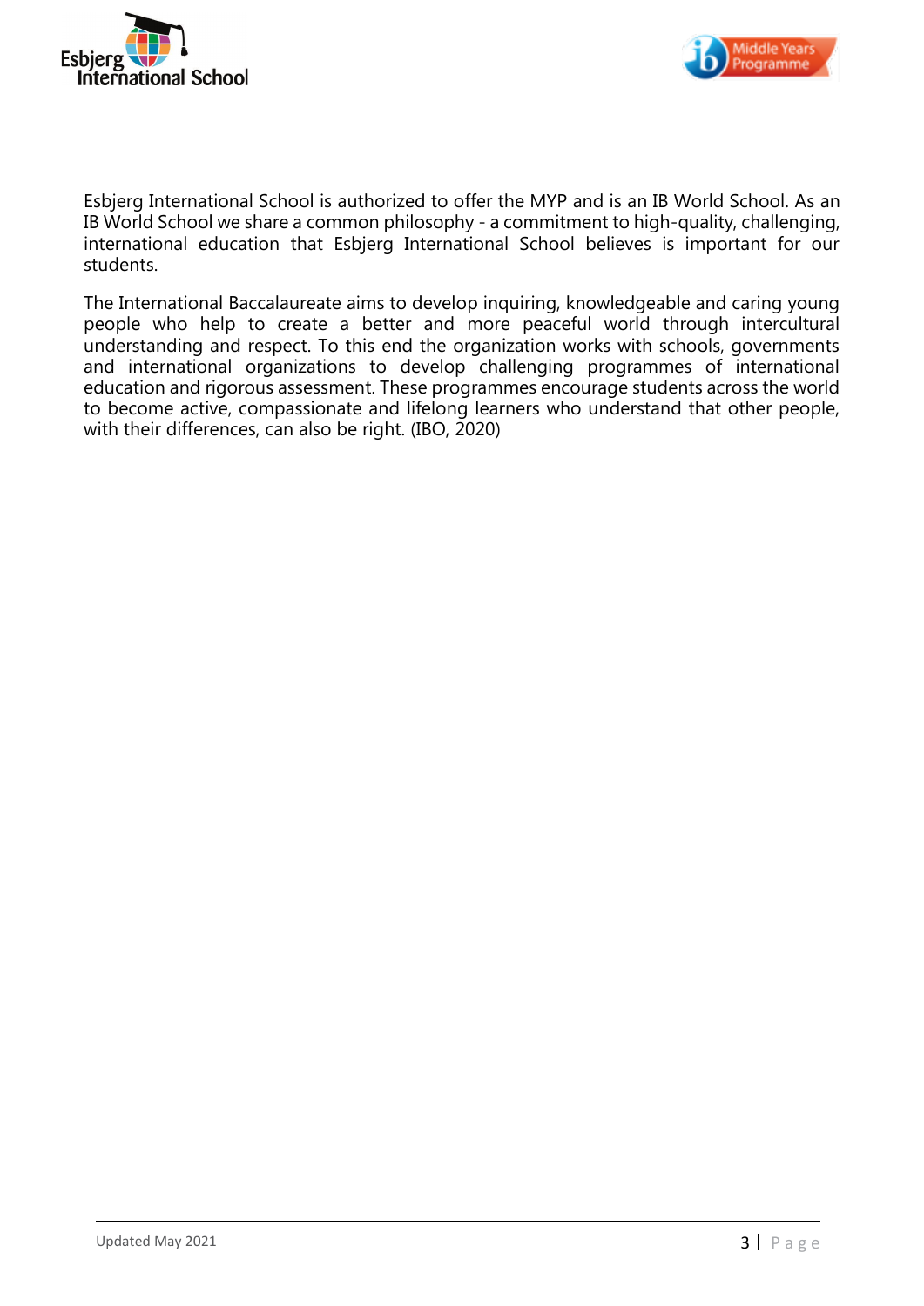Esbjerg International School is authorized to offer the MYP and is an IB World School. As an IB World School we share a common philosophy - a commitment to high-quality, challenging, international education that Esbjerg International School believes is important for our students.

The International Baccalaureate aims to develop inquiring, knowledgeable and caring young people who help to create a better and more peaceful world through intercultural understanding and respect. To this end the organization works with schools, governments and international organizations to develop challenging programmes of international education and rigorous assessment. These programmes encourage students across the world to become active, compassionate and lifelong learners who understand that other people, with their differences, can also be right. (IBO, 2020)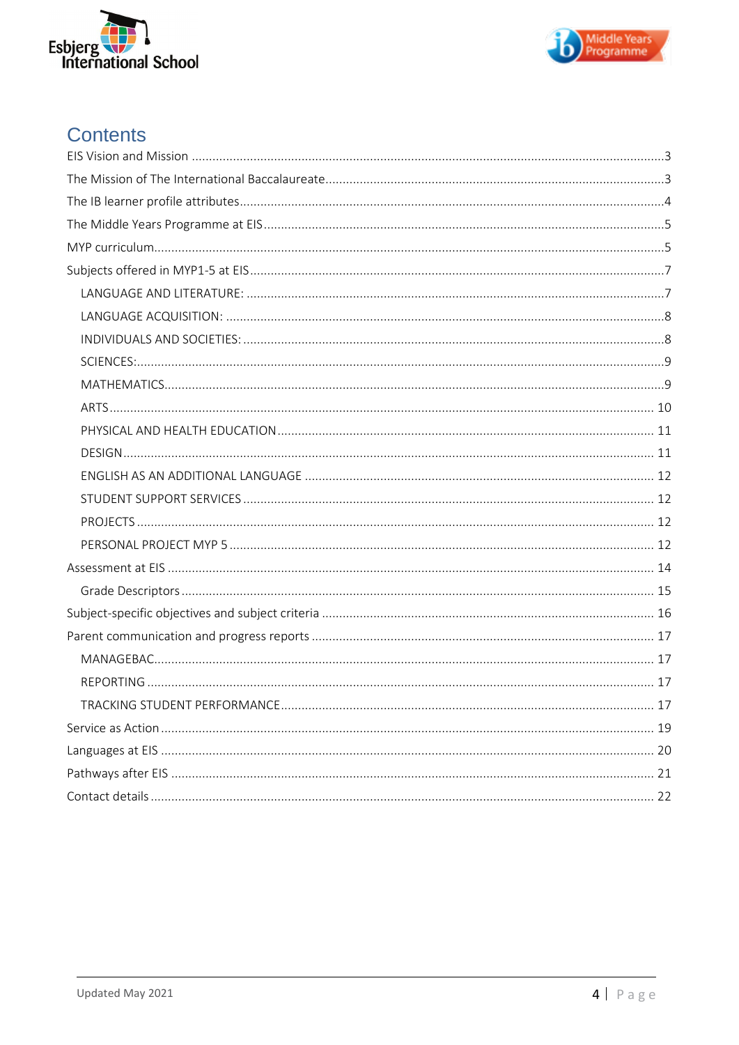# Contents

- EIS Vision and Mission ... 3
- The Mission of The International Baccalaureate ... 3
- The IB learner profile attributes ... 4
- The Middle Years Programme at EIS ... 5
- MYP curriculum ... 5
- Subjects offered in MYP1-5 at EIS ... 7
  - LANGUAGE AND LITERATURE: ... 7
  - LANGUAGE ACQUISITION: ... 8
  - INDIVIDUALS AND SOCIETIES: ... 8
  - SCIENCES: ... 9
  - MATHEMATICS ... 9
  - ARTS ... 10
  - PHYSICAL AND HEALTH EDUCATION ... 11
  - DESIGN ... 11
  - ENGLISH AS AN ADDITIONAL LANGUAGE ... 12
  - STUDENT SUPPORT SERVICES ... 12
  - PROJECTS ... 12
  - PERSONAL PROJECT MYP 5 ... 12
- Assessment at EIS ... 14
  - Grade Descriptors ... 15
- Subject-specific objectives and subject criteria ... 16
- Parent communication and progress reports ... 17
  - MANAGEBAC ... 17
  - REPORTING ... 17
  - TRACKING STUDENT PERFORMANCE ... 17
- Service as Action ... 19
- Languages at EIS ... 20
- Pathways after EIS ... 21
- Contact details ... 22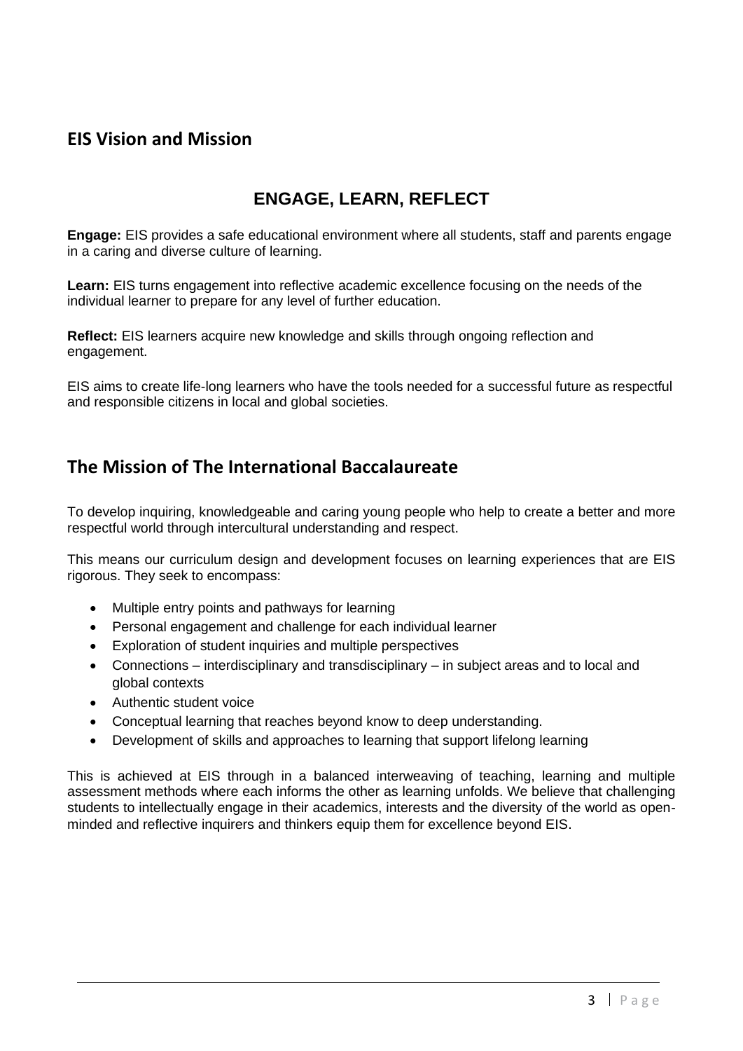## EIS Vision and Mission

### ENGAGE, LEARN, REFLECT

**Engage:** EIS provides a safe educational environment where all students, staff and parents engage in a caring and diverse culture of learning.

**Learn:** EIS turns engagement into reflective academic excellence focusing on the needs of the individual learner to prepare for any level of further education.

**Reflect:** EIS learners acquire new knowledge and skills through ongoing reflection and engagement.

EIS aims to create life-long learners who have the tools needed for a successful future as respectful and responsible citizens in local and global societies.

## The Mission of The International Baccalaureate

To develop inquiring, knowledgeable and caring young people who help to create a better and more respectful world through intercultural understanding and respect.

This means our curriculum design and development focuses on learning experiences that are EIS rigorous. They seek to encompass:

- Multiple entry points and pathways for learning
- Personal engagement and challenge for each individual learner
- Exploration of student inquiries and multiple perspectives
- Connections – interdisciplinary and transdisciplinary – in subject areas and to local and global contexts
- Authentic student voice
- Conceptual learning that reaches beyond know to deep understanding.
- Development of skills and approaches to learning that support lifelong learning

This is achieved at EIS through in a balanced interweaving of teaching, learning and multiple assessment methods where each informs the other as learning unfolds. We believe that challenging students to intellectually engage in their academics, interests and the diversity of the world as open-minded and reflective inquirers and thinkers equip them for excellence beyond EIS.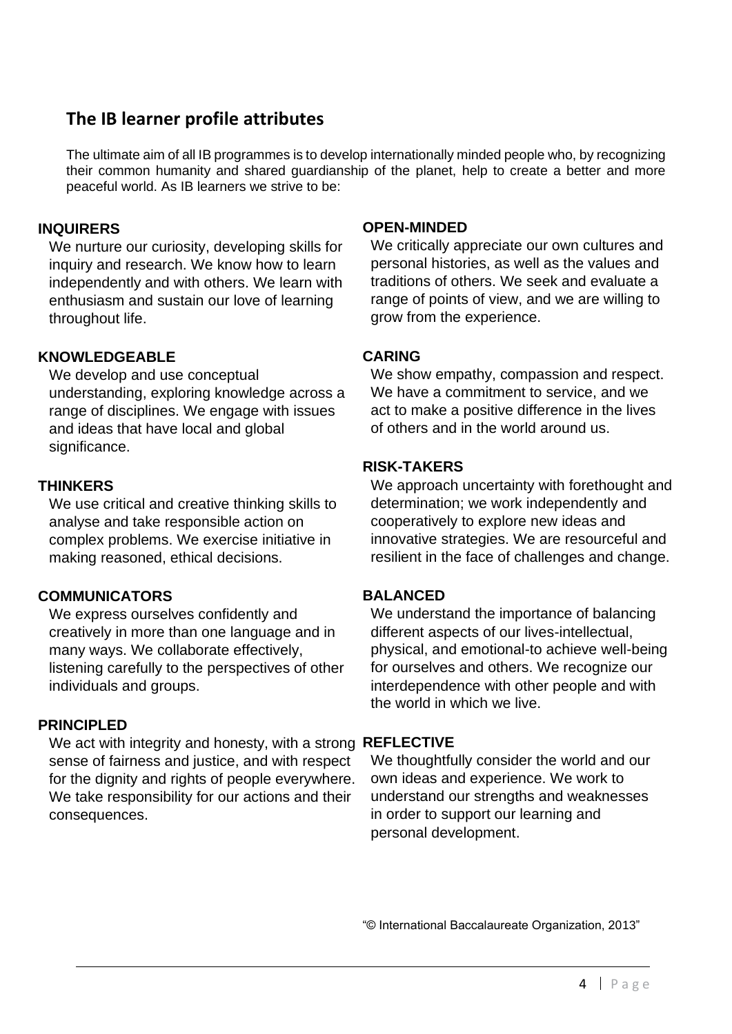## The IB learner profile attributes

The ultimate aim of all IB programmes is to develop internationally minded people who, by recognizing their common humanity and shared guardianship of the planet, help to create a better and more peaceful world. As IB learners we strive to be:

**INQUIRERS**

We nurture our curiosity, developing skills for inquiry and research. We know how to learn independently and with others. We learn with enthusiasm and sustain our love of learning throughout life.

**KNOWLEDGEABLE**

We develop and use conceptual understanding, exploring knowledge across a range of disciplines. We engage with issues and ideas that have local and global significance.

**THINKERS**

We use critical and creative thinking skills to analyse and take responsible action on complex problems. We exercise initiative in making reasoned, ethical decisions.

**COMMUNICATORS**

We express ourselves confidently and creatively in more than one language and in many ways. We collaborate effectively, listening carefully to the perspectives of other individuals and groups.

**PRINCIPLED**

We act with integrity and honesty, with a strong sense of fairness and justice, and with respect for the dignity and rights of people everywhere. We take responsibility for our actions and their consequences.

**OPEN-MINDED**

We critically appreciate our own cultures and personal histories, as well as the values and traditions of others. We seek and evaluate a range of points of view, and we are willing to grow from the experience.

**CARING**

We show empathy, compassion and respect. We have a commitment to service, and we act to make a positive difference in the lives of others and in the world around us.

**RISK-TAKERS**

We approach uncertainty with forethought and determination; we work independently and cooperatively to explore new ideas and innovative strategies. We are resourceful and resilient in the face of challenges and change.

**BALANCED**

We understand the importance of balancing different aspects of our lives-intellectual, physical, and emotional-to achieve well-being for ourselves and others. We recognize our interdependence with other people and with the world in which we live.

**REFLECTIVE**

We thoughtfully consider the world and our own ideas and experience. We work to understand our strengths and weaknesses in order to support our learning and personal development.

"© International Baccalaureate Organization, 2013"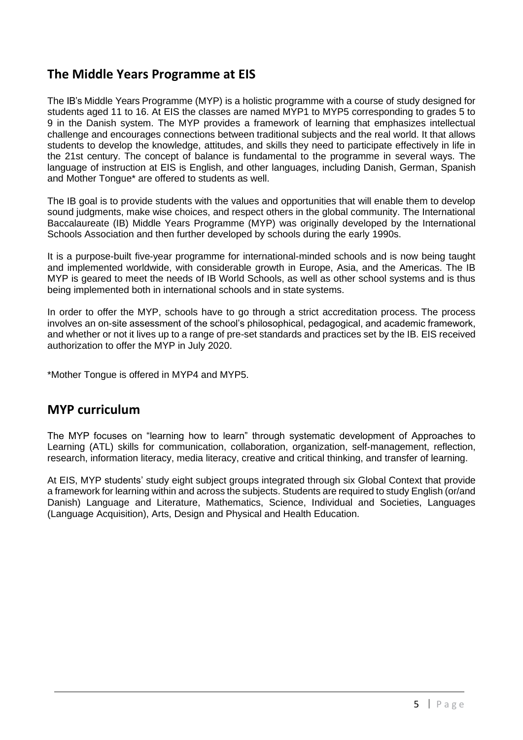## The Middle Years Programme at EIS

The IB's Middle Years Programme (MYP) is a holistic programme with a course of study designed for students aged 11 to 16. At EIS the classes are named MYP1 to MYP5 corresponding to grades 5 to 9 in the Danish system. The MYP provides a framework of learning that emphasizes intellectual challenge and encourages connections between traditional subjects and the real world. It that allows students to develop the knowledge, attitudes, and skills they need to participate effectively in life in the 21st century. The concept of balance is fundamental to the programme in several ways. The language of instruction at EIS is English, and other languages, including Danish, German, Spanish and Mother Tongue* are offered to students as well.

The IB goal is to provide students with the values and opportunities that will enable them to develop sound judgments, make wise choices, and respect others in the global community. The International Baccalaureate (IB) Middle Years Programme (MYP) was originally developed by the International Schools Association and then further developed by schools during the early 1990s.

It is a purpose-built five-year programme for international-minded schools and is now being taught and implemented worldwide, with considerable growth in Europe, Asia, and the Americas. The IB MYP is geared to meet the needs of IB World Schools, as well as other school systems and is thus being implemented both in international schools and in state systems.

In order to offer the MYP, schools have to go through a strict accreditation process. The process involves an on-site assessment of the school's philosophical, pedagogical, and academic framework, and whether or not it lives up to a range of pre-set standards and practices set by the IB. EIS received authorization to offer the MYP in July 2020.

*Mother Tongue is offered in MYP4 and MYP5.

## MYP curriculum

The MYP focuses on "learning how to learn" through systematic development of Approaches to Learning (ATL) skills for communication, collaboration, organization, self-management, reflection, research, information literacy, media literacy, creative and critical thinking, and transfer of learning.

At EIS, MYP students' study eight subject groups integrated through six Global Context that provide a framework for learning within and across the subjects. Students are required to study English (or/and Danish) Language and Literature, Mathematics, Science, Individual and Societies, Languages (Language Acquisition), Arts, Design and Physical and Health Education.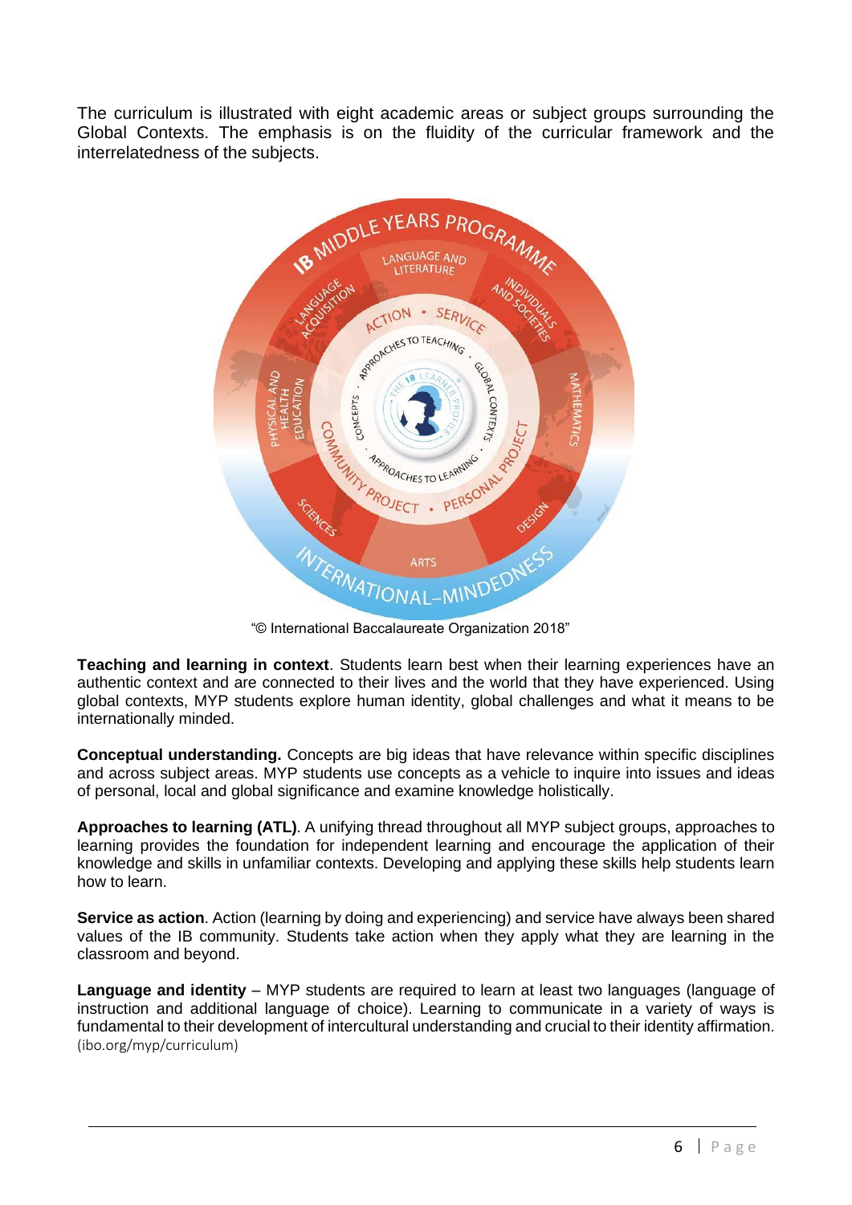The curriculum is illustrated with eight academic areas or subject groups surrounding the Global Contexts. The emphasis is on the fluidity of the curricular framework and the interrelatedness of the subjects.

"© International Baccalaureate Organization 2018"

**Teaching and learning in context**. Students learn best when their learning experiences have an authentic context and are connected to their lives and the world that they have experienced. Using global contexts, MYP students explore human identity, global challenges and what it means to be internationally minded.

**Conceptual understanding.** Concepts are big ideas that have relevance within specific disciplines and across subject areas. MYP students use concepts as a vehicle to inquire into issues and ideas of personal, local and global significance and examine knowledge holistically.

**Approaches to learning (ATL)**. A unifying thread throughout all MYP subject groups, approaches to learning provides the foundation for independent learning and encourage the application of their knowledge and skills in unfamiliar contexts. Developing and applying these skills help students learn how to learn.

**Service as action**. Action (learning by doing and experiencing) and service have always been shared values of the IB community. Students take action when they apply what they are learning in the classroom and beyond.

**Language and identity** – MYP students are required to learn at least two languages (language of instruction and additional language of choice). Learning to communicate in a variety of ways is fundamental to their development of intercultural understanding and crucial to their identity affirmation. (ibo.org/myp/curriculum)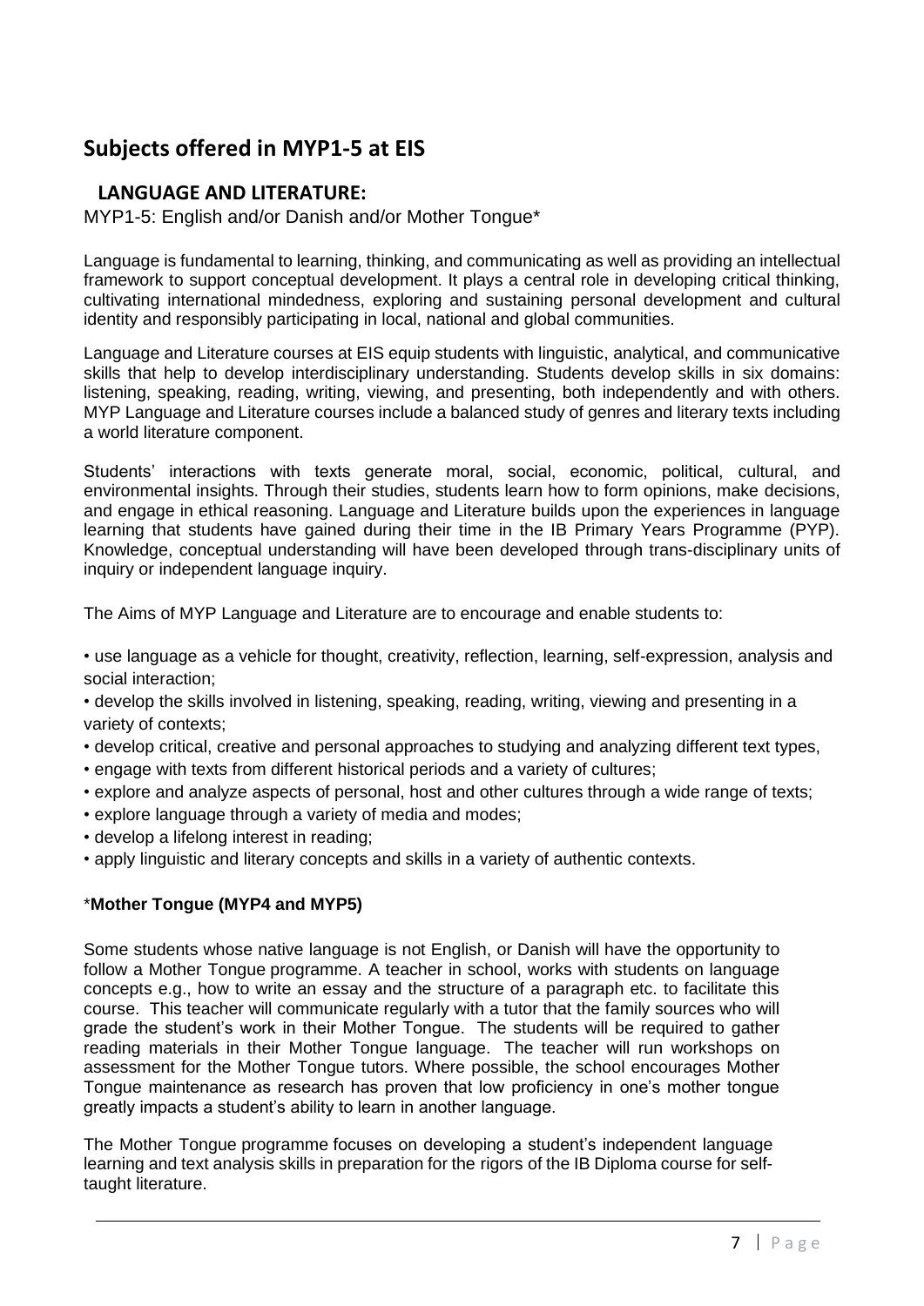# Subjects offered in MYP1-5 at EIS

## LANGUAGE AND LITERATURE:

MYP1-5: English and/or Danish and/or Mother Tongue*

Language is fundamental to learning, thinking, and communicating as well as providing an intellectual framework to support conceptual development. It plays a central role in developing critical thinking, cultivating international mindedness, exploring and sustaining personal development and cultural identity and responsibly participating in local, national and global communities.

Language and Literature courses at EIS equip students with linguistic, analytical, and communicative skills that help to develop interdisciplinary understanding. Students develop skills in six domains: listening, speaking, reading, writing, viewing, and presenting, both independently and with others. MYP Language and Literature courses include a balanced study of genres and literary texts including a world literature component.

Students' interactions with texts generate moral, social, economic, political, cultural, and environmental insights. Through their studies, students learn how to form opinions, make decisions, and engage in ethical reasoning. Language and Literature builds upon the experiences in language learning that students have gained during their time in the IB Primary Years Programme (PYP). Knowledge, conceptual understanding will have been developed through trans-disciplinary units of inquiry or independent language inquiry.

The Aims of MYP Language and Literature are to encourage and enable students to:

- use language as a vehicle for thought, creativity, reflection, learning, self-expression, analysis and social interaction;
- develop the skills involved in listening, speaking, reading, writing, viewing and presenting in a variety of contexts;
- develop critical, creative and personal approaches to studying and analyzing different text types,
- engage with texts from different historical periods and a variety of cultures;
- explore and analyze aspects of personal, host and other cultures through a wide range of texts;
- explore language through a variety of media and modes;
- develop a lifelong interest in reading;
- apply linguistic and literary concepts and skills in a variety of authentic contexts.

*__Mother Tongue (MYP4 and MYP5)__

Some students whose native language is not English, or Danish will have the opportunity to follow a Mother Tongue programme. A teacher in school, works with students on language concepts e.g., how to write an essay and the structure of a paragraph etc. to facilitate this course. This teacher will communicate regularly with a tutor that the family sources who will grade the student's work in their Mother Tongue. The students will be required to gather reading materials in their Mother Tongue language. The teacher will run workshops on assessment for the Mother Tongue tutors. Where possible, the school encourages Mother Tongue maintenance as research has proven that low proficiency in one's mother tongue greatly impacts a student's ability to learn in another language.

The Mother Tongue programme focuses on developing a student's independent language learning and text analysis skills in preparation for the rigors of the IB Diploma course for self-taught literature.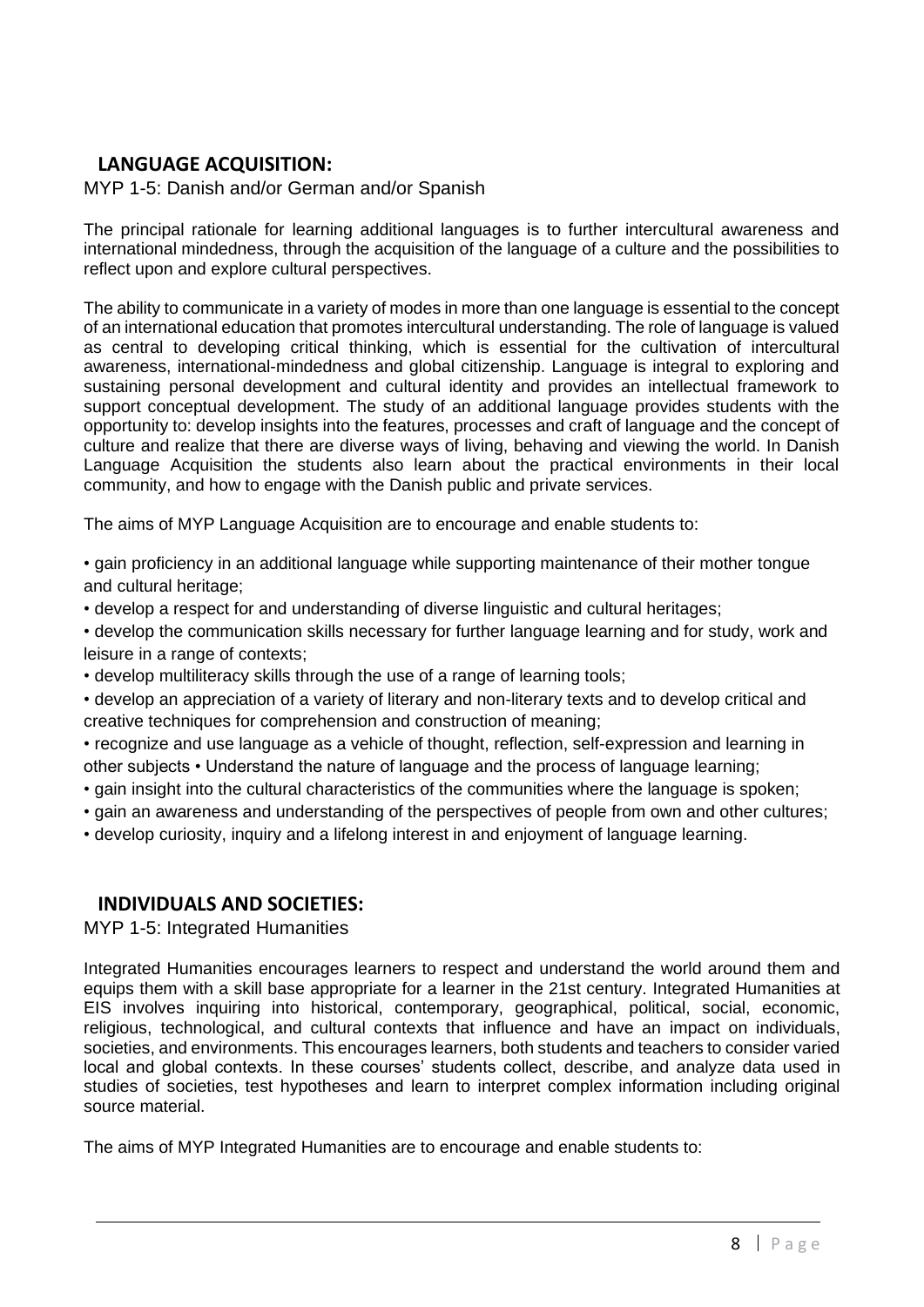## LANGUAGE ACQUISITION:

MYP 1-5: Danish and/or German and/or Spanish

The principal rationale for learning additional languages is to further intercultural awareness and international mindedness, through the acquisition of the language of a culture and the possibilities to reflect upon and explore cultural perspectives.

The ability to communicate in a variety of modes in more than one language is essential to the concept of an international education that promotes intercultural understanding. The role of language is valued as central to developing critical thinking, which is essential for the cultivation of intercultural awareness, international-mindedness and global citizenship. Language is integral to exploring and sustaining personal development and cultural identity and provides an intellectual framework to support conceptual development. The study of an additional language provides students with the opportunity to: develop insights into the features, processes and craft of language and the concept of culture and realize that there are diverse ways of living, behaving and viewing the world. In Danish Language Acquisition the students also learn about the practical environments in their local community, and how to engage with the Danish public and private services.

The aims of MYP Language Acquisition are to encourage and enable students to:

- gain proficiency in an additional language while supporting maintenance of their mother tongue and cultural heritage;
- develop a respect for and understanding of diverse linguistic and cultural heritages;
- develop the communication skills necessary for further language learning and for study, work and leisure in a range of contexts;
- develop multiliteracy skills through the use of a range of learning tools;
- develop an appreciation of a variety of literary and non-literary texts and to develop critical and creative techniques for comprehension and construction of meaning;
- recognize and use language as a vehicle of thought, reflection, self-expression and learning in other subjects • Understand the nature of language and the process of language learning;
- gain insight into the cultural characteristics of the communities where the language is spoken;
- gain an awareness and understanding of the perspectives of people from own and other cultures;
- develop curiosity, inquiry and a lifelong interest in and enjoyment of language learning.

## INDIVIDUALS AND SOCIETIES:

MYP 1-5: Integrated Humanities

Integrated Humanities encourages learners to respect and understand the world around them and equips them with a skill base appropriate for a learner in the 21st century. Integrated Humanities at EIS involves inquiring into historical, contemporary, geographical, political, social, economic, religious, technological, and cultural contexts that influence and have an impact on individuals, societies, and environments. This encourages learners, both students and teachers to consider varied local and global contexts. In these courses' students collect, describe, and analyze data used in studies of societies, test hypotheses and learn to interpret complex information including original source material.

The aims of MYP Integrated Humanities are to encourage and enable students to: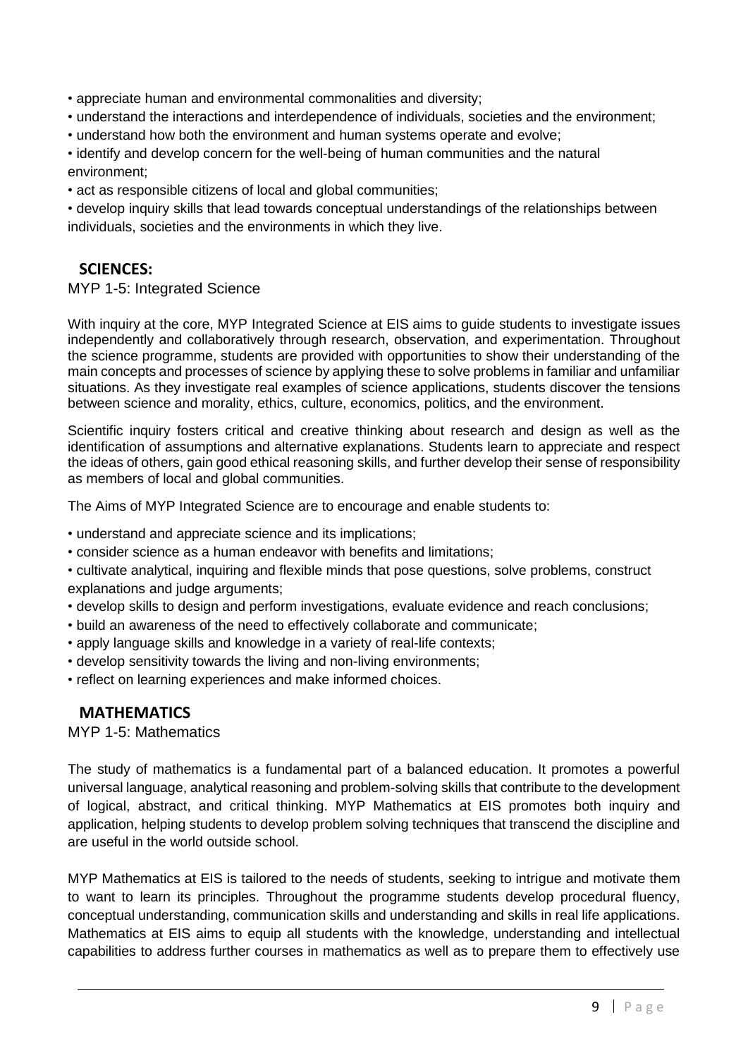- appreciate human and environmental commonalities and diversity;
- understand the interactions and interdependence of individuals, societies and the environment;
- understand how both the environment and human systems operate and evolve;
- identify and develop concern for the well-being of human communities and the natural environment;
- act as responsible citizens of local and global communities;
- develop inquiry skills that lead towards conceptual understandings of the relationships between individuals, societies and the environments in which they live.

## SCIENCES:

MYP 1-5: Integrated Science

With inquiry at the core, MYP Integrated Science at EIS aims to guide students to investigate issues independently and collaboratively through research, observation, and experimentation. Throughout the science programme, students are provided with opportunities to show their understanding of the main concepts and processes of science by applying these to solve problems in familiar and unfamiliar situations. As they investigate real examples of science applications, students discover the tensions between science and morality, ethics, culture, economics, politics, and the environment.

Scientific inquiry fosters critical and creative thinking about research and design as well as the identification of assumptions and alternative explanations. Students learn to appreciate and respect the ideas of others, gain good ethical reasoning skills, and further develop their sense of responsibility as members of local and global communities.

The Aims of MYP Integrated Science are to encourage and enable students to:

- understand and appreciate science and its implications;
- consider science as a human endeavor with benefits and limitations;
- cultivate analytical, inquiring and flexible minds that pose questions, solve problems, construct explanations and judge arguments;
- develop skills to design and perform investigations, evaluate evidence and reach conclusions;
- build an awareness of the need to effectively collaborate and communicate;
- apply language skills and knowledge in a variety of real-life contexts;
- develop sensitivity towards the living and non-living environments;
- reflect on learning experiences and make informed choices.

## MATHEMATICS

MYP 1-5: Mathematics

The study of mathematics is a fundamental part of a balanced education. It promotes a powerful universal language, analytical reasoning and problem-solving skills that contribute to the development of logical, abstract, and critical thinking. MYP Mathematics at EIS promotes both inquiry and application, helping students to develop problem solving techniques that transcend the discipline and are useful in the world outside school.

MYP Mathematics at EIS is tailored to the needs of students, seeking to intrigue and motivate them to want to learn its principles. Throughout the programme students develop procedural fluency, conceptual understanding, communication skills and understanding and skills in real life applications. Mathematics at EIS aims to equip all students with the knowledge, understanding and intellectual capabilities to address further courses in mathematics as well as to prepare them to effectively use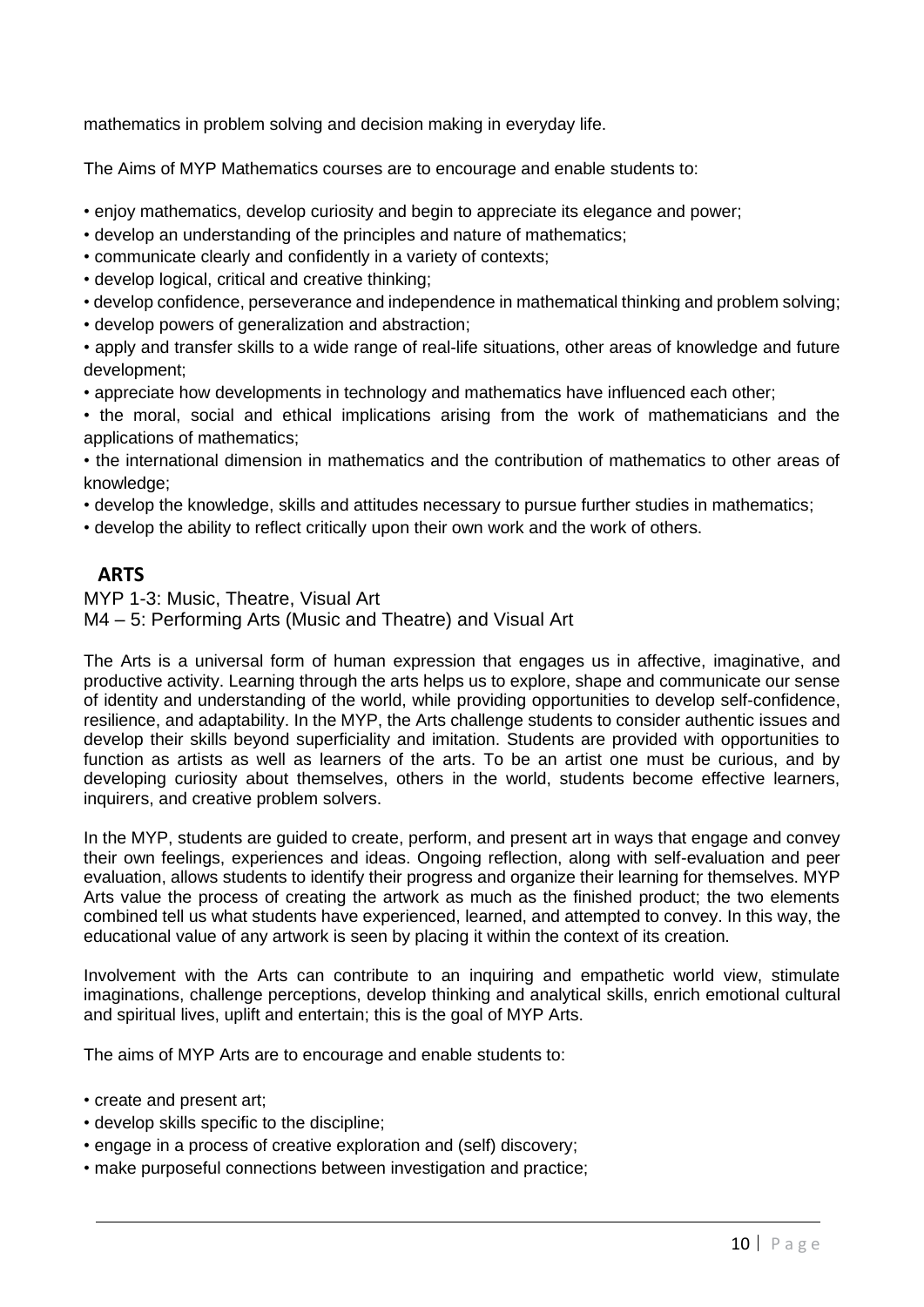mathematics in problem solving and decision making in everyday life.

The Aims of MYP Mathematics courses are to encourage and enable students to:

- enjoy mathematics, develop curiosity and begin to appreciate its elegance and power;
- develop an understanding of the principles and nature of mathematics;
- communicate clearly and confidently in a variety of contexts;
- develop logical, critical and creative thinking;
- develop confidence, perseverance and independence in mathematical thinking and problem solving;
- develop powers of generalization and abstraction;
- apply and transfer skills to a wide range of real-life situations, other areas of knowledge and future development;
- appreciate how developments in technology and mathematics have influenced each other;
- the moral, social and ethical implications arising from the work of mathematicians and the applications of mathematics;
- the international dimension in mathematics and the contribution of mathematics to other areas of knowledge;
- develop the knowledge, skills and attitudes necessary to pursue further studies in mathematics;
- develop the ability to reflect critically upon their own work and the work of others.

## ARTS

MYP 1-3: Music, Theatre, Visual Art
M4 – 5: Performing Arts (Music and Theatre) and Visual Art

The Arts is a universal form of human expression that engages us in affective, imaginative, and productive activity. Learning through the arts helps us to explore, shape and communicate our sense of identity and understanding of the world, while providing opportunities to develop self-confidence, resilience, and adaptability. In the MYP, the Arts challenge students to consider authentic issues and develop their skills beyond superficiality and imitation. Students are provided with opportunities to function as artists as well as learners of the arts. To be an artist one must be curious, and by developing curiosity about themselves, others in the world, students become effective learners, inquirers, and creative problem solvers.

In the MYP, students are guided to create, perform, and present art in ways that engage and convey their own feelings, experiences and ideas. Ongoing reflection, along with self-evaluation and peer evaluation, allows students to identify their progress and organize their learning for themselves. MYP Arts value the process of creating the artwork as much as the finished product; the two elements combined tell us what students have experienced, learned, and attempted to convey. In this way, the educational value of any artwork is seen by placing it within the context of its creation.

Involvement with the Arts can contribute to an inquiring and empathetic world view, stimulate imaginations, challenge perceptions, develop thinking and analytical skills, enrich emotional cultural and spiritual lives, uplift and entertain; this is the goal of MYP Arts.

The aims of MYP Arts are to encourage and enable students to:

- create and present art;
- develop skills specific to the discipline;
- engage in a process of creative exploration and (self) discovery;
- make purposeful connections between investigation and practice;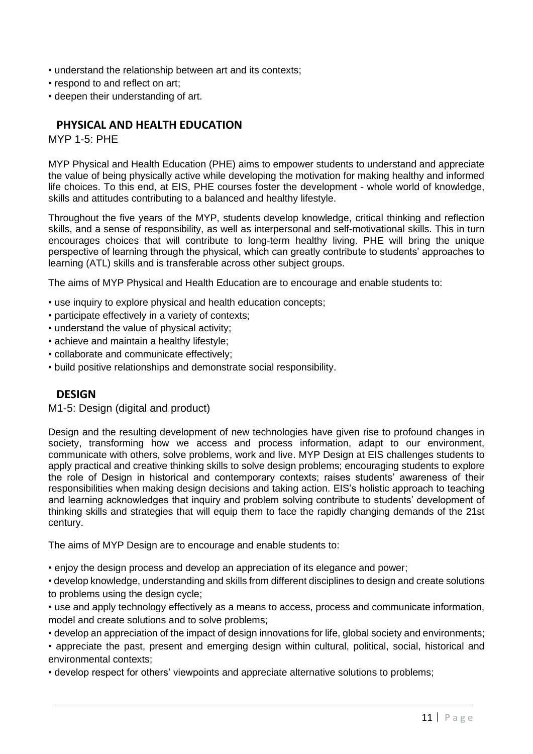- understand the relationship between art and its contexts;
- respond to and reflect on art;
- deepen their understanding of art.

## PHYSICAL AND HEALTH EDUCATION

MYP 1-5: PHE

MYP Physical and Health Education (PHE) aims to empower students to understand and appreciate the value of being physically active while developing the motivation for making healthy and informed life choices. To this end, at EIS, PHE courses foster the development - whole world of knowledge, skills and attitudes contributing to a balanced and healthy lifestyle.

Throughout the five years of the MYP, students develop knowledge, critical thinking and reflection skills, and a sense of responsibility, as well as interpersonal and self-motivational skills. This in turn encourages choices that will contribute to long-term healthy living. PHE will bring the unique perspective of learning through the physical, which can greatly contribute to students' approaches to learning (ATL) skills and is transferable across other subject groups.

The aims of MYP Physical and Health Education are to encourage and enable students to:

- use inquiry to explore physical and health education concepts;
- participate effectively in a variety of contexts;
- understand the value of physical activity;
- achieve and maintain a healthy lifestyle;
- collaborate and communicate effectively;
- build positive relationships and demonstrate social responsibility.

## DESIGN

M1-5: Design (digital and product)

Design and the resulting development of new technologies have given rise to profound changes in society, transforming how we access and process information, adapt to our environment, communicate with others, solve problems, work and live. MYP Design at EIS challenges students to apply practical and creative thinking skills to solve design problems; encouraging students to explore the role of Design in historical and contemporary contexts; raises students' awareness of their responsibilities when making design decisions and taking action. EIS's holistic approach to teaching and learning acknowledges that inquiry and problem solving contribute to students' development of thinking skills and strategies that will equip them to face the rapidly changing demands of the 21st century.

The aims of MYP Design are to encourage and enable students to:

- enjoy the design process and develop an appreciation of its elegance and power;
- develop knowledge, understanding and skills from different disciplines to design and create solutions to problems using the design cycle;
- use and apply technology effectively as a means to access, process and communicate information, model and create solutions and to solve problems;
- develop an appreciation of the impact of design innovations for life, global society and environments;
- appreciate the past, present and emerging design within cultural, political, social, historical and environmental contexts;
- develop respect for others' viewpoints and appreciate alternative solutions to problems;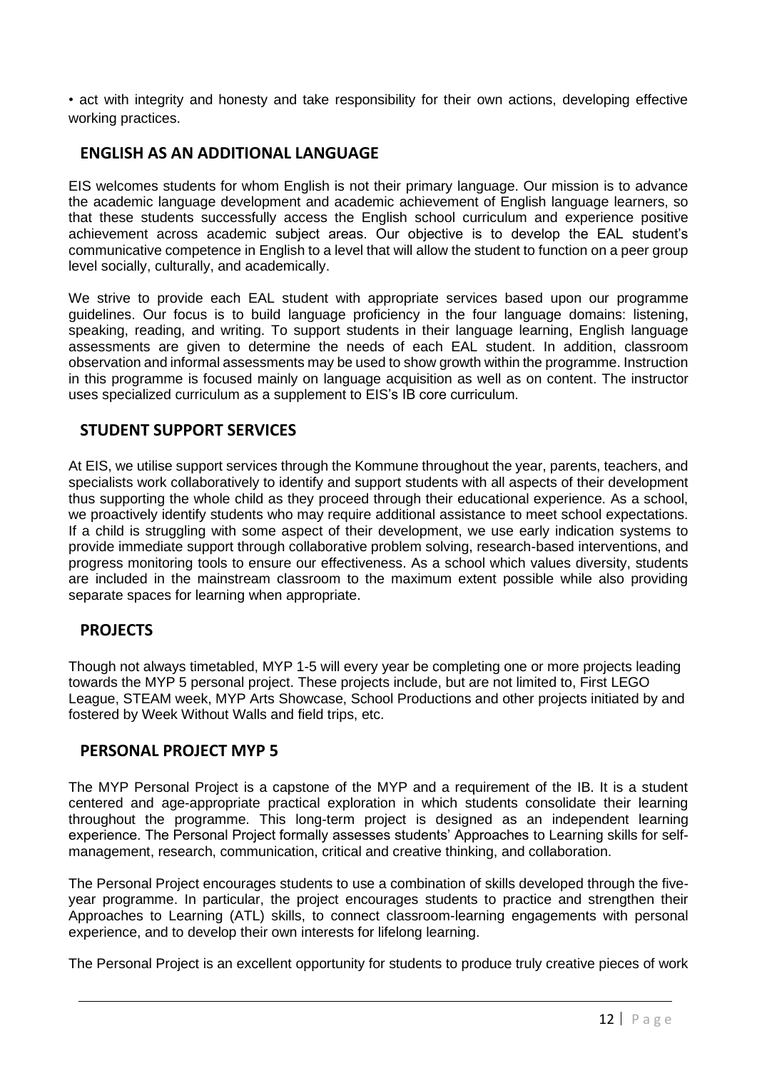• act with integrity and honesty and take responsibility for their own actions, developing effective working practices.

## ENGLISH AS AN ADDITIONAL LANGUAGE

EIS welcomes students for whom English is not their primary language. Our mission is to advance the academic language development and academic achievement of English language learners, so that these students successfully access the English school curriculum and experience positive achievement across academic subject areas. Our objective is to develop the EAL student's communicative competence in English to a level that will allow the student to function on a peer group level socially, culturally, and academically.

We strive to provide each EAL student with appropriate services based upon our programme guidelines. Our focus is to build language proficiency in the four language domains: listening, speaking, reading, and writing. To support students in their language learning, English language assessments are given to determine the needs of each EAL student. In addition, classroom observation and informal assessments may be used to show growth within the programme. Instruction in this programme is focused mainly on language acquisition as well as on content. The instructor uses specialized curriculum as a supplement to EIS's IB core curriculum.

## STUDENT SUPPORT SERVICES

At EIS, we utilise support services through the Kommune throughout the year, parents, teachers, and specialists work collaboratively to identify and support students with all aspects of their development thus supporting the whole child as they proceed through their educational experience. As a school, we proactively identify students who may require additional assistance to meet school expectations. If a child is struggling with some aspect of their development, we use early indication systems to provide immediate support through collaborative problem solving, research-based interventions, and progress monitoring tools to ensure our effectiveness. As a school which values diversity, students are included in the mainstream classroom to the maximum extent possible while also providing separate spaces for learning when appropriate.

## PROJECTS

Though not always timetabled, MYP 1-5 will every year be completing one or more projects leading towards the MYP 5 personal project. These projects include, but are not limited to, First LEGO League, STEAM week, MYP Arts Showcase, School Productions and other projects initiated by and fostered by Week Without Walls and field trips, etc.

## PERSONAL PROJECT MYP 5

The MYP Personal Project is a capstone of the MYP and a requirement of the IB. It is a student centered and age-appropriate practical exploration in which students consolidate their learning throughout the programme. This long-term project is designed as an independent learning experience. The Personal Project formally assesses students' Approaches to Learning skills for self-management, research, communication, critical and creative thinking, and collaboration.

The Personal Project encourages students to use a combination of skills developed through the five-year programme. In particular, the project encourages students to practice and strengthen their Approaches to Learning (ATL) skills, to connect classroom-learning engagements with personal experience, and to develop their own interests for lifelong learning.

The Personal Project is an excellent opportunity for students to produce truly creative pieces of work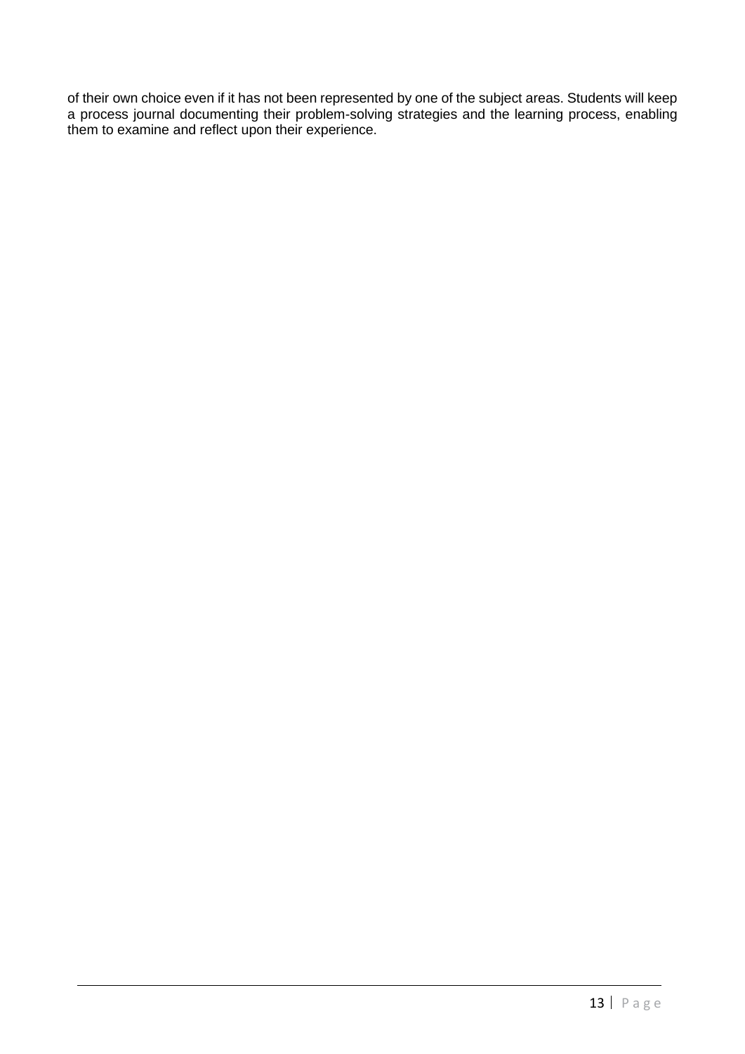of their own choice even if it has not been represented by one of the subject areas. Students will keep a process journal documenting their problem-solving strategies and the learning process, enabling them to examine and reflect upon their experience.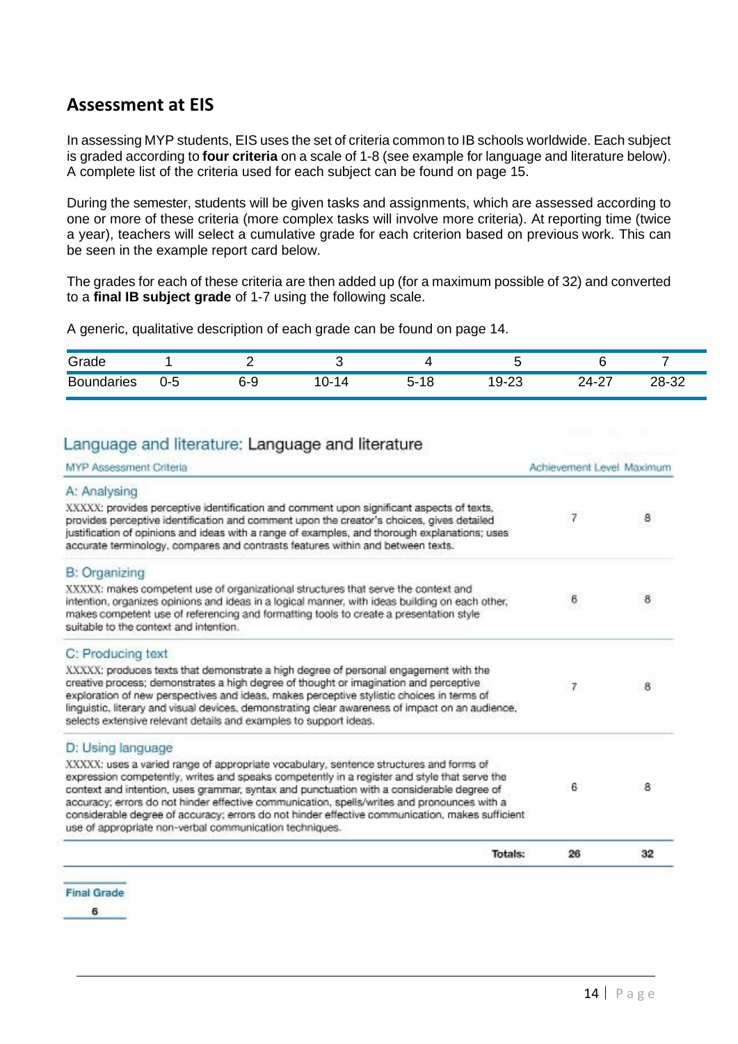## Assessment at EIS

In assessing MYP students, EIS uses the set of criteria common to IB schools worldwide. Each subject is graded according to **four criteria** on a scale of 1-8 (see example for language and literature below). A complete list of the criteria used for each subject can be found on page 15.

During the semester, students will be given tasks and assignments, which are assessed according to one or more of these criteria (more complex tasks will involve more criteria). At reporting time (twice a year), teachers will select a cumulative grade for each criterion based on previous work. This can be seen in the example report card below.

The grades for each of these criteria are then added up (for a maximum possible of 32) and converted to a **final IB subject grade** of 1-7 using the following scale.

A generic, qualitative description of each grade can be found on page 14.

| Grade | 1 | 2 | 3 | 4 | 5 | 6 | 7 |
|---|---|---|---|---|---|---|---|
| Boundaries | 0-5 | 6-9 | 10-14 | 5-18 | 19-23 | 24-27 | 28-32 |

### Language and literature: Language and literature

| MYP Assessment Criteria | Achievement Level | Maximum |
|---|---|---|
| **A: Analysing**<br>XXXXX: provides perceptive identification and comment upon significant aspects of texts, provides perceptive identification and comment upon the creator's choices, gives detailed justification of opinions and ideas with a range of examples, and thorough explanations; uses accurate terminology, compares and contrasts features within and between texts. | 7 | 8 |
| **B: Organizing**<br>XXXXX: makes competent use of organizational structures that serve the context and intention, organizes opinions and ideas in a logical manner, with ideas building on each other, makes competent use of referencing and formatting tools to create a presentation style suitable to the context and intention. | 6 | 8 |
| **C: Producing text**<br>XXXXX: produces texts that demonstrate a high degree of personal engagement with the creative process; demonstrates a high degree of thought or imagination and perceptive exploration of new perspectives and ideas, makes perceptive stylistic choices in terms of linguistic, literary and visual devices, demonstrating clear awareness of impact on an audience, selects extensive relevant details and examples to support ideas. | 7 | 8 |
| **D: Using language**<br>XXXXX: uses a varied range of appropriate vocabulary, sentence structures and forms of expression competently, writes and speaks competently in a register and style that serve the context and intention, uses grammar, syntax and punctuation with a considerable degree of accuracy; errors do not hinder effective communication, spells/writes and pronounces with a considerable degree of accuracy; errors do not hinder effective communication, makes sufficient use of appropriate non-verbal communication techniques. | 6 | 8 |
| **Totals:** | **26** | **32** |

| Final Grade |
|---|
| 6 |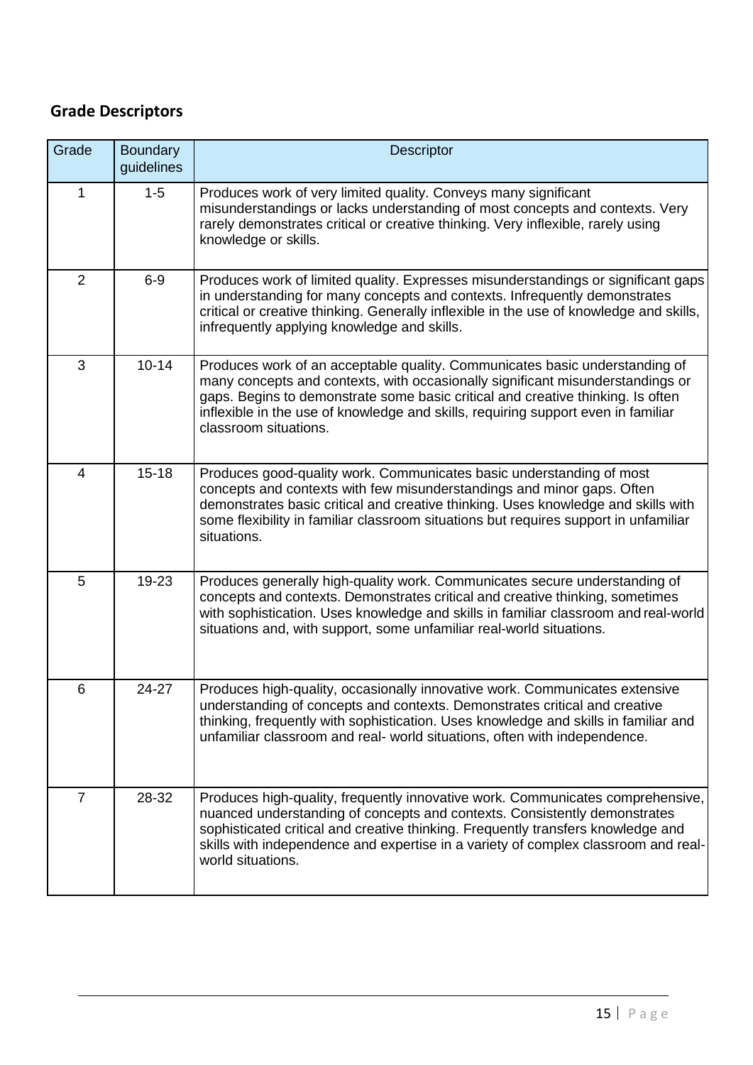## Grade Descriptors

| Grade | Boundary guidelines | Descriptor |
|---|---|---|
| 1 | 1-5 | Produces work of very limited quality. Conveys many significant misunderstandings or lacks understanding of most concepts and contexts. Very rarely demonstrates critical or creative thinking. Very inflexible, rarely using knowledge or skills. |
| 2 | 6-9 | Produces work of limited quality. Expresses misunderstandings or significant gaps in understanding for many concepts and contexts. Infrequently demonstrates critical or creative thinking. Generally inflexible in the use of knowledge and skills, infrequently applying knowledge and skills. |
| 3 | 10-14 | Produces work of an acceptable quality. Communicates basic understanding of many concepts and contexts, with occasionally significant misunderstandings or gaps. Begins to demonstrate some basic critical and creative thinking. Is often inflexible in the use of knowledge and skills, requiring support even in familiar classroom situations. |
| 4 | 15-18 | Produces good-quality work. Communicates basic understanding of most concepts and contexts with few misunderstandings and minor gaps. Often demonstrates basic critical and creative thinking. Uses knowledge and skills with some flexibility in familiar classroom situations but requires support in unfamiliar situations. |
| 5 | 19-23 | Produces generally high-quality work. Communicates secure understanding of concepts and contexts. Demonstrates critical and creative thinking, sometimes with sophistication. Uses knowledge and skills in familiar classroom and real-world situations and, with support, some unfamiliar real-world situations. |
| 6 | 24-27 | Produces high-quality, occasionally innovative work. Communicates extensive understanding of concepts and contexts. Demonstrates critical and creative thinking, frequently with sophistication. Uses knowledge and skills in familiar and unfamiliar classroom and real- world situations, often with independence. |
| 7 | 28-32 | Produces high-quality, frequently innovative work. Communicates comprehensive, nuanced understanding of concepts and contexts. Consistently demonstrates sophisticated critical and creative thinking. Frequently transfers knowledge and skills with independence and expertise in a variety of complex classroom and real-world situations. |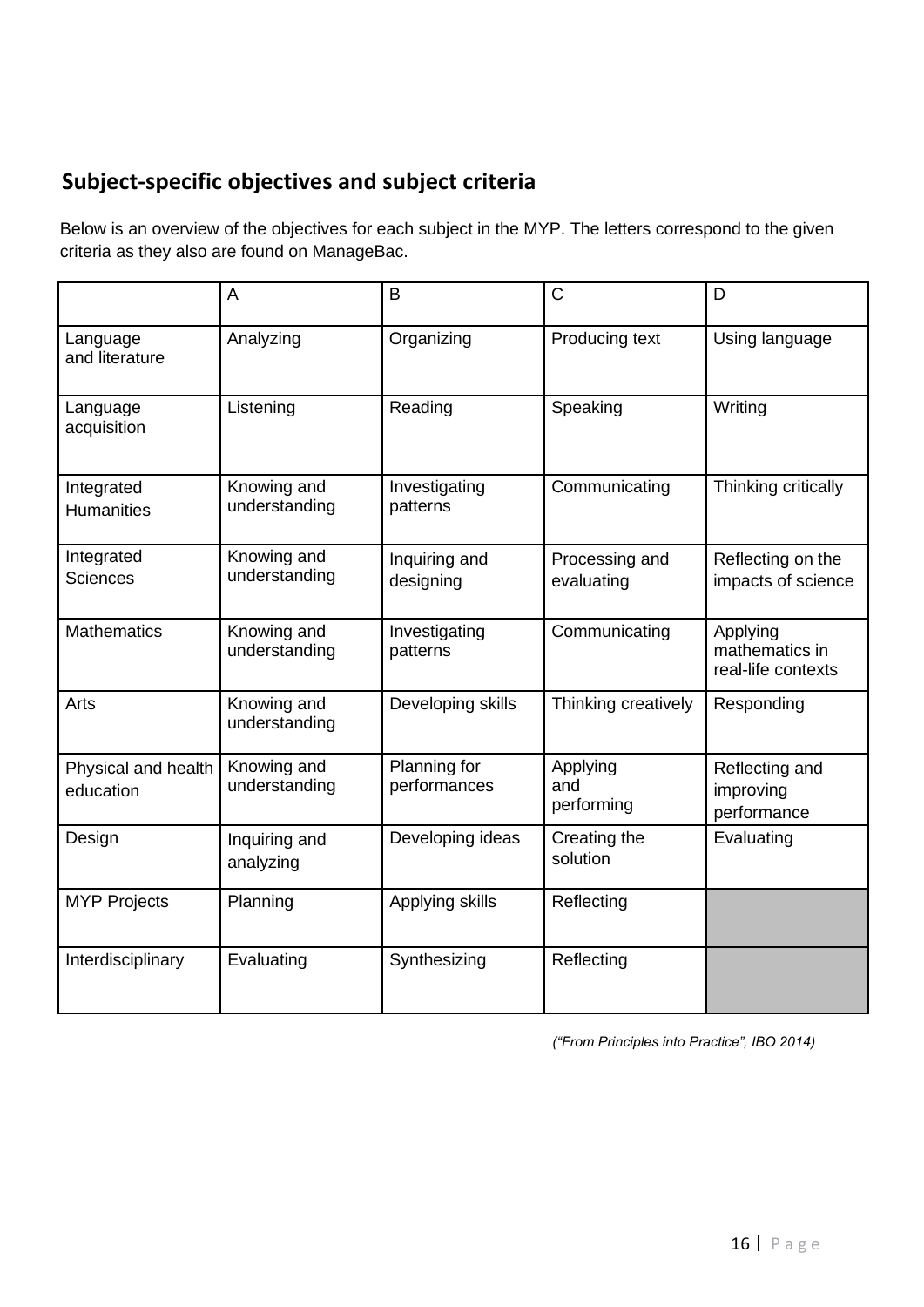## Subject-specific objectives and subject criteria

Below is an overview of the objectives for each subject in the MYP. The letters correspond to the given criteria as they also are found on ManageBac.

| | A | B | C | D |
|---|---|---|---|---|
| Language and literature | Analyzing | Organizing | Producing text | Using language |
| Language acquisition | Listening | Reading | Speaking | Writing |
| Integrated Humanities | Knowing and understanding | Investigating patterns | Communicating | Thinking critically |
| Integrated Sciences | Knowing and understanding | Inquiring and designing | Processing and evaluating | Reflecting on the impacts of science |
| Mathematics | Knowing and understanding | Investigating patterns | Communicating | Applying mathematics in real-life contexts |
| Arts | Knowing and understanding | Developing skills | Thinking creatively | Responding |
| Physical and health education | Knowing and understanding | Planning for performances | Applying and performing | Reflecting and improving performance |
| Design | Inquiring and analyzing | Developing ideas | Creating the solution | Evaluating |
| MYP Projects | Planning | Applying skills | Reflecting | |
| Interdisciplinary | Evaluating | Synthesizing | Reflecting | |

*("From Principles into Practice", IBO 2014)*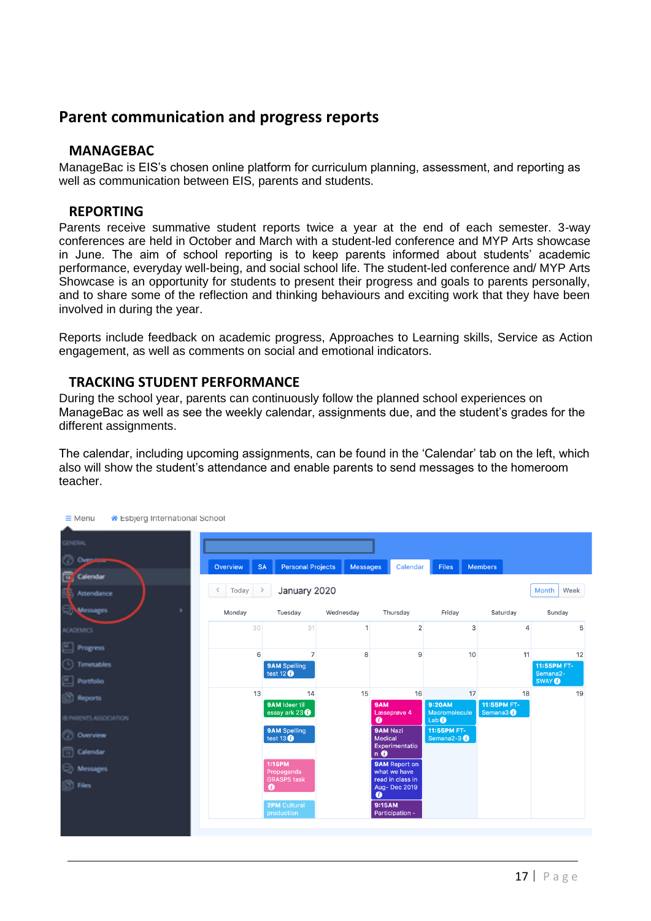## Parent communication and progress reports

### MANAGEBAC

ManageBac is EIS's chosen online platform for curriculum planning, assessment, and reporting as well as communication between EIS, parents and students.

### REPORTING

Parents receive summative student reports twice a year at the end of each semester. 3-way conferences are held in October and March with a student-led conference and MYP Arts showcase in June. The aim of school reporting is to keep parents informed about students' academic performance, everyday well-being, and social school life. The student-led conference and/ MYP Arts Showcase is an opportunity for students to present their progress and goals to parents personally, and to share some of the reflection and thinking behaviours and exciting work that they have been involved in during the year.

Reports include feedback on academic progress, Approaches to Learning skills, Service as Action engagement, as well as comments on social and emotional indicators.

### TRACKING STUDENT PERFORMANCE

During the school year, parents can continuously follow the planned school experiences on ManageBac as well as see the weekly calendar, assignments due, and the student's grades for the different assignments.

The calendar, including upcoming assignments, can be found in the 'Calendar' tab on the left, which also will show the student's attendance and enable parents to send messages to the homeroom teacher.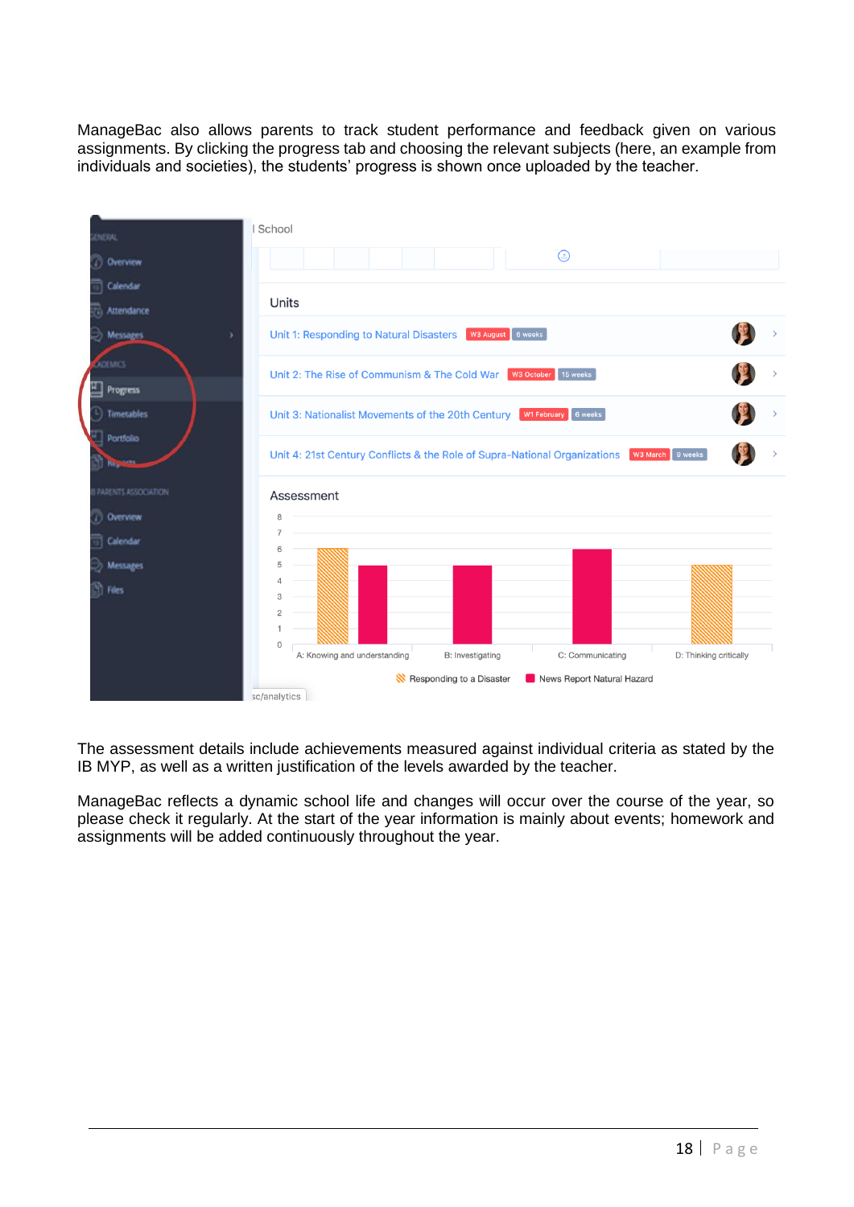ManageBac also allows parents to track student performance and feedback given on various assignments. By clicking the progress tab and choosing the relevant subjects (here, an example from individuals and societies), the students' progress is shown once uploaded by the teacher.

The assessment details include achievements measured against individual criteria as stated by the IB MYP, as well as a written justification of the levels awarded by the teacher.

ManageBac reflects a dynamic school life and changes will occur over the course of the year, so please check it regularly. At the start of the year information is mainly about events; homework and assignments will be added continuously throughout the year.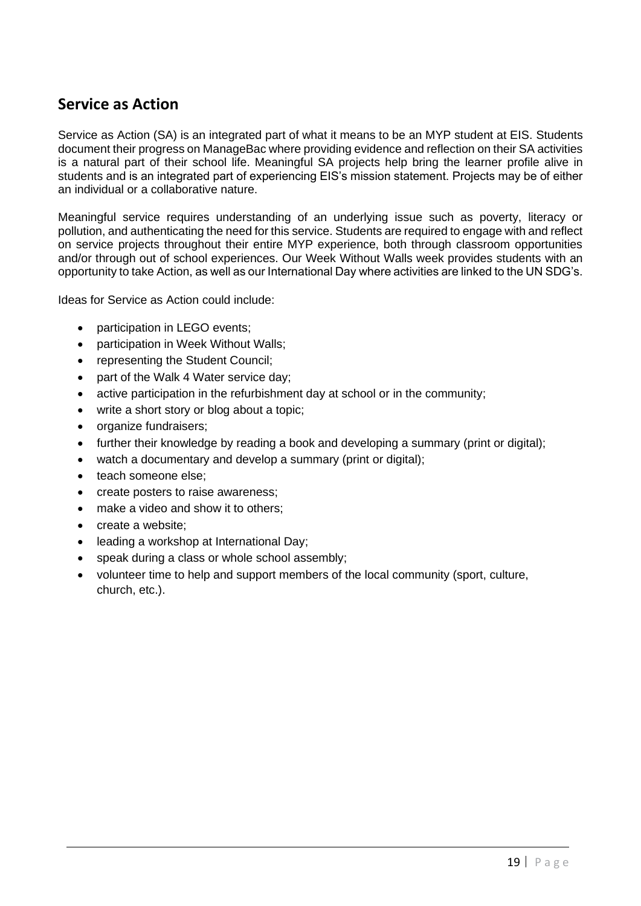## Service as Action

Service as Action (SA) is an integrated part of what it means to be an MYP student at EIS. Students document their progress on ManageBac where providing evidence and reflection on their SA activities is a natural part of their school life. Meaningful SA projects help bring the learner profile alive in students and is an integrated part of experiencing EIS's mission statement. Projects may be of either an individual or a collaborative nature.

Meaningful service requires understanding of an underlying issue such as poverty, literacy or pollution, and authenticating the need for this service. Students are required to engage with and reflect on service projects throughout their entire MYP experience, both through classroom opportunities and/or through out of school experiences. Our Week Without Walls week provides students with an opportunity to take Action, as well as our International Day where activities are linked to the UN SDG's.

Ideas for Service as Action could include:

- participation in LEGO events;
- participation in Week Without Walls;
- representing the Student Council;
- part of the Walk 4 Water service day;
- active participation in the refurbishment day at school or in the community;
- write a short story or blog about a topic;
- organize fundraisers;
- further their knowledge by reading a book and developing a summary (print or digital);
- watch a documentary and develop a summary (print or digital);
- teach someone else;
- create posters to raise awareness;
- make a video and show it to others;
- create a website;
- leading a workshop at International Day;
- speak during a class or whole school assembly;
- volunteer time to help and support members of the local community (sport, culture, church, etc.).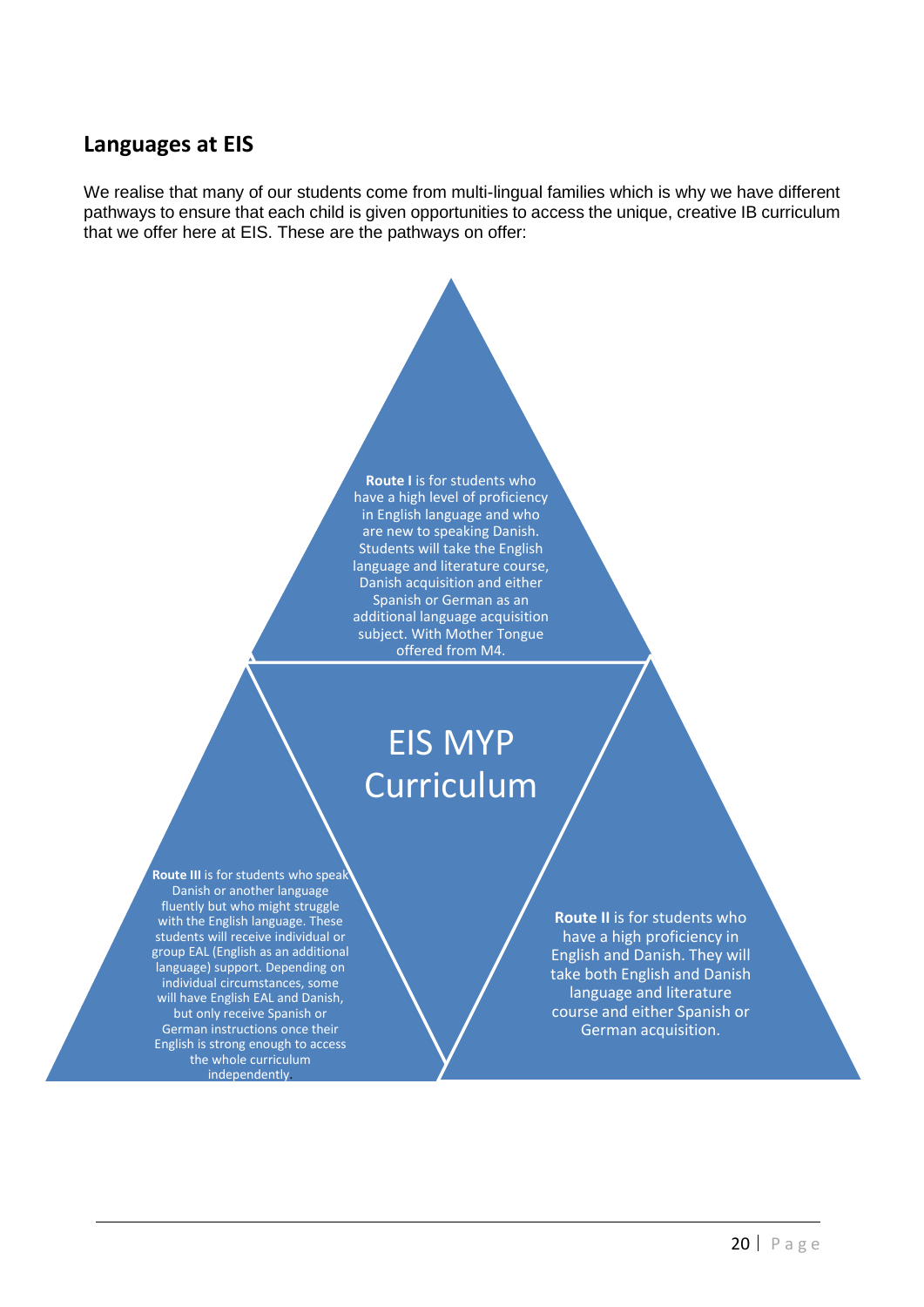## Languages at EIS

We realise that many of our students come from multi-lingual families which is why we have different pathways to ensure that each child is given opportunities to access the unique, creative IB curriculum that we offer here at EIS. These are the pathways on offer:

**Route I** is for students who have a high level of proficiency in English language and who are new to speaking Danish. Students will take the English language and literature course, Danish acquisition and either Spanish or German as an additional language acquisition subject. With Mother Tongue offered from M4.

EIS MYP Curriculum

**Route III** is for students who speak Danish or another language fluently but who might struggle with the English language. These students will receive individual or group EAL (English as an additional language) support. Depending on individual circumstances, some will have English EAL and Danish, but only receive Spanish or German instructions once their English is strong enough to access the whole curriculum independently.

**Route II** is for students who have a high proficiency in English and Danish. They will take both English and Danish language and literature course and either Spanish or German acquisition.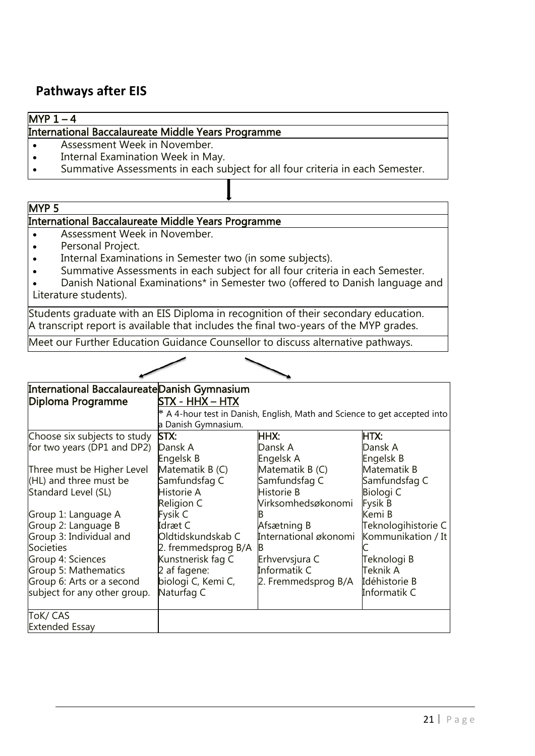## Pathways after EIS

**MYP 1 – 4**

**International Baccalaureate Middle Years Programme**

- Assessment Week in November.
- Internal Examination Week in May.
- Summative Assessments in each subject for all four criteria in each Semester.

**MYP 5**

**International Baccalaureate Middle Years Programme**

- Assessment Week in November.
- Personal Project.
- Internal Examinations in Semester two (in some subjects).
- Summative Assessments in each subject for all four criteria in each Semester.
- Danish National Examinations* in Semester two (offered to Danish language and Literature students).

Students graduate with an EIS Diploma in recognition of their secondary education. A transcript report is available that includes the final two-years of the MYP grades.

Meet our Further Education Guidance Counsellor to discuss alternative pathways.

| International Baccalaureate Diploma Programme | Danish Gymnasium<br>STX - HHX – HTX<br>* A 4-hour test in Danish, English, Math and Science to get accepted into a Danish Gymnasium. | | |
|---|---|---|---|
| Choose six subjects to study for two years (DP1 and DP2)<br><br>Three must be Higher Level (HL) and three must be Standard Level (SL)<br><br>Group 1: Language A<br>Group 2: Language B<br>Group 3: Individual and Societies<br>Group 4: Sciences<br>Group 5: Mathematics<br>Group 6: Arts or a second subject for any other group. | **STX:**<br>Dansk A<br>Engelsk B<br>Matematik B (C)<br>Samfundsfag C<br>Historie A<br>Religion C<br>Fysik C<br>Idræt C<br>Oldtidskundskab C<br>2. fremmedsprog B/A<br>Kunstnerisk fag C<br>2 af fagene:<br>biologi C, Kemi C, Naturfag C | **HHX:**<br>Dansk A<br>Engelsk A<br>Matematik B (C)<br>Samfundsfag C<br>Historie B<br>Virksomhedsøkonomi B<br>Afsætning B<br>International økonomi B<br>Erhvervsjura C<br>Informatik C<br>2. Fremmedsprog B/A | **HTX:**<br>Dansk A<br>Engelsk B<br>Matematik B<br>Samfundsfag C<br>Biologi C<br>Fysik B<br>Kemi B<br>Teknologihistorie C<br>Kommunikation / It C<br>Teknologi B<br>Teknik A<br>Idéhistorie B<br>Informatik C |
| ToK/ CAS<br>Extended Essay | | | |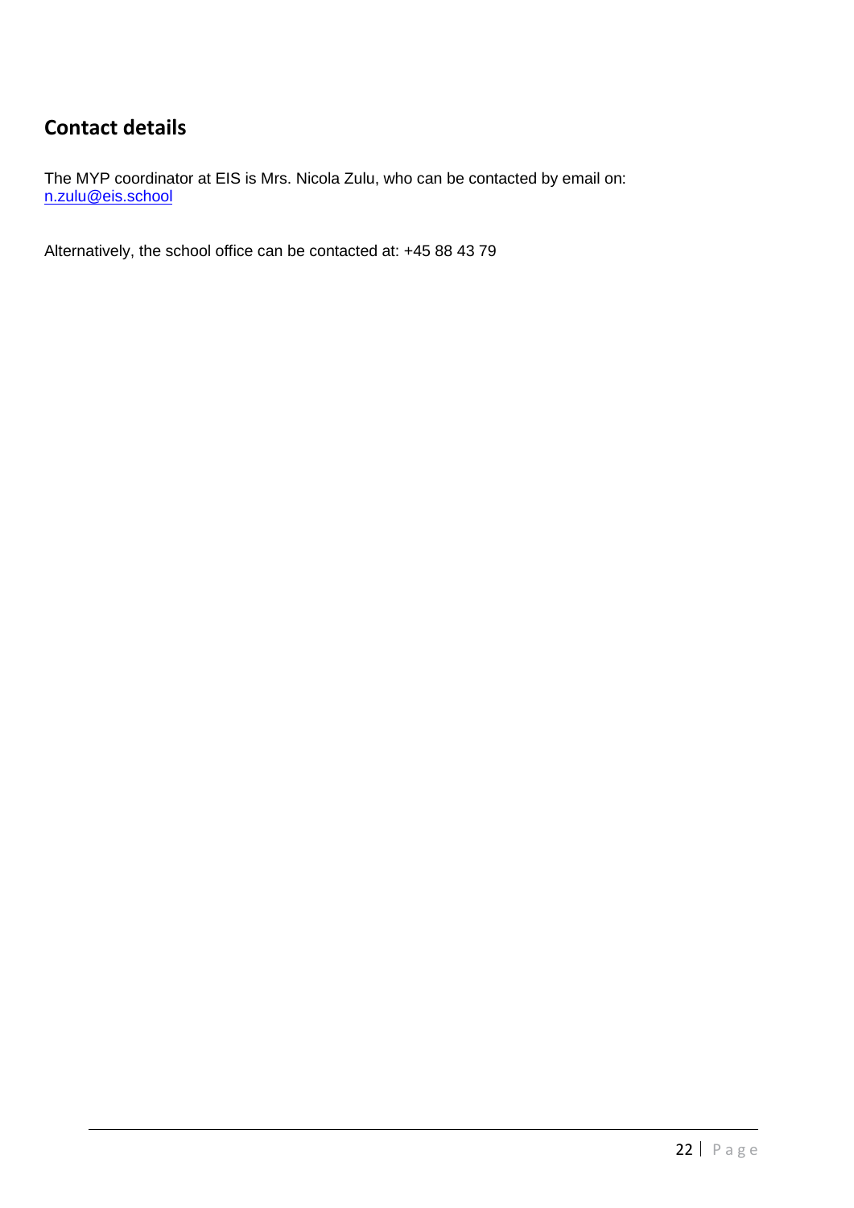## Contact details

The MYP coordinator at EIS is Mrs. Nicola Zulu, who can be contacted by email on: n.zulu@eis.school

Alternatively, the school office can be contacted at: +45 88 43 79